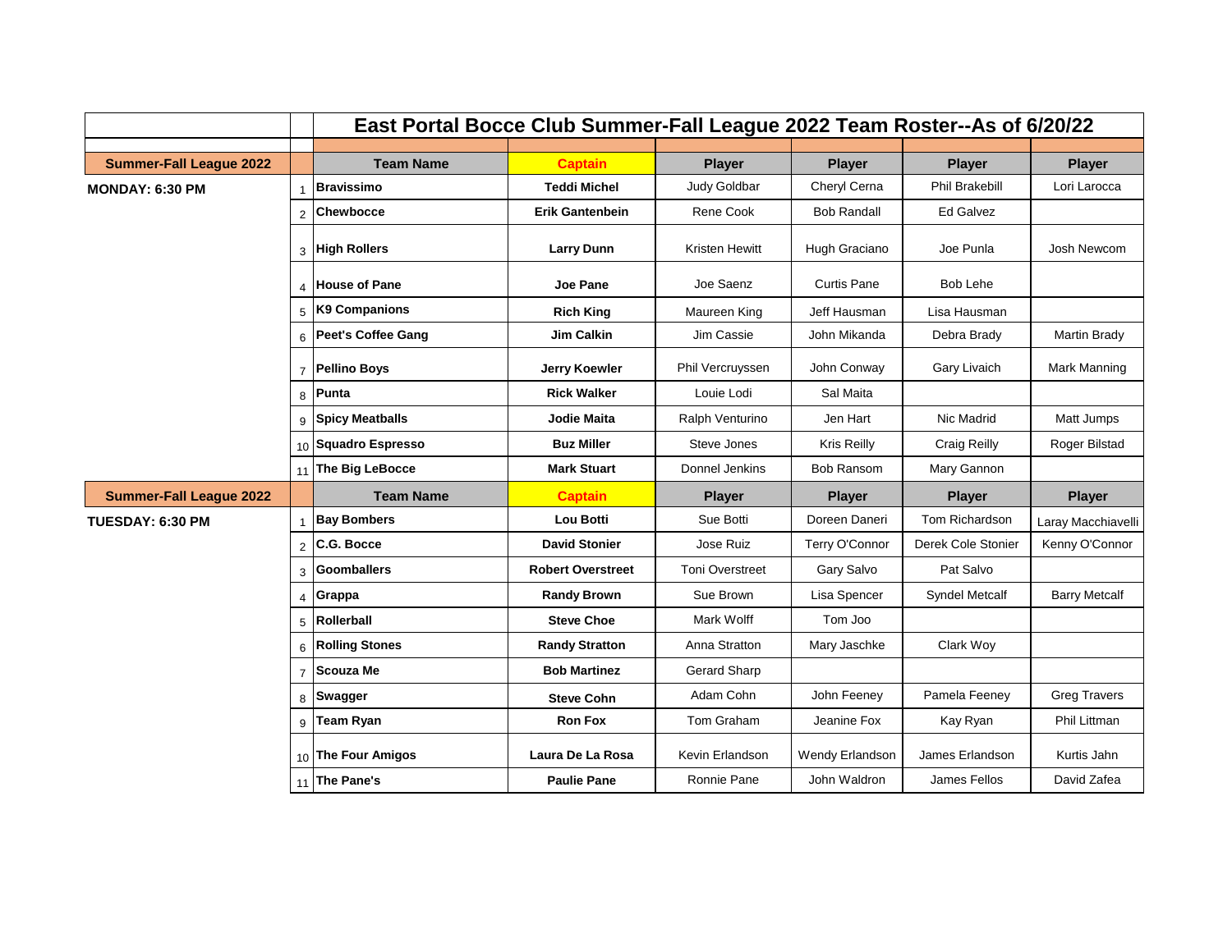# East Portal Bocce Club Summer-Fall League 2022 Team Roster--As of 6/20/22

| Summer-Fall League 2022 | | Team Name | Captain | Player | Player | Player | Player |
|---|---|---|---|---|---|---|---|
| **MONDAY: 6:30 PM** | 1 | **Bravissimo** | **Teddi Michel** | Judy Goldbar | Cheryl Cerna | Phil Brakebill | Lori Larocca |
| | 2 | **Chewbocce** | **Erik Gantenbein** | Rene Cook | Bob Randall | Ed Galvez | |
| | 3 | **High Rollers** | **Larry Dunn** | Kristen Hewitt | Hugh Graciano | Joe Punla | Josh Newcom |
| | 4 | **House of Pane** | **Joe Pane** | Joe Saenz | Curtis Pane | Bob Lehe | |
| | 5 | **K9 Companions** | **Rich King** | Maureen King | Jeff Hausman | Lisa Hausman | |
| | 6 | **Peet's Coffee Gang** | **Jim Calkin** | Jim Cassie | John Mikanda | Debra Brady | Martin Brady |
| | 7 | **Pellino Boys** | **Jerry Koewler** | Phil Vercruyssen | John Conway | Gary Livaich | Mark Manning |
| | 8 | **Punta** | **Rick Walker** | Louie Lodi | Sal Maita | | |
| | 9 | **Spicy Meatballs** | **Jodie Maita** | Ralph Venturino | Jen Hart | Nic Madrid | Matt Jumps |
| | 10 | **Squadro Espresso** | **Buz Miller** | Steve Jones | Kris Reilly | Craig Reilly | Roger Bilstad |
| | 11 | **The Big LeBocce** | **Mark Stuart** | Donnel Jenkins | Bob Ransom | Mary Gannon | |
| **Summer-Fall League 2022** | | **Team Name** | **Captain** | **Player** | **Player** | **Player** | **Player** |
| **TUESDAY: 6:30 PM** | 1 | **Bay Bombers** | **Lou Botti** | Sue Botti | Doreen Daneri | Tom Richardson | Laray Macchiavelli |
| | 2 | **C.G. Bocce** | **David Stonier** | Jose Ruiz | Terry O'Connor | Derek Cole Stonier | Kenny O'Connor |
| | 3 | **Goomballers** | **Robert Overstreet** | Toni Overstreet | Gary Salvo | Pat Salvo | |
| | 4 | **Grappa** | **Randy Brown** | Sue Brown | Lisa Spencer | Syndel Metcalf | Barry Metcalf |
| | 5 | **Rollerball** | **Steve Choe** | Mark Wolff | Tom Joo | | |
| | 6 | **Rolling Stones** | **Randy Stratton** | Anna Stratton | Mary Jaschke | Clark Woy | |
| | 7 | **Scouza Me** | **Bob Martinez** | Gerard Sharp | | | |
| | 8 | **Swagger** | **Steve Cohn** | Adam Cohn | John Feeney | Pamela Feeney | Greg Travers |
| | 9 | **Team Ryan** | **Ron Fox** | Tom Graham | Jeanine Fox | Kay Ryan | Phil Littman |
| | 10 | **The Four Amigos** | **Laura De La Rosa** | Kevin Erlandson | Wendy Erlandson | James Erlandson | Kurtis Jahn |
| | 11 | **The Pane's** | **Paulie Pane** | Ronnie Pane | John Waldron | James Fellos | David Zafea |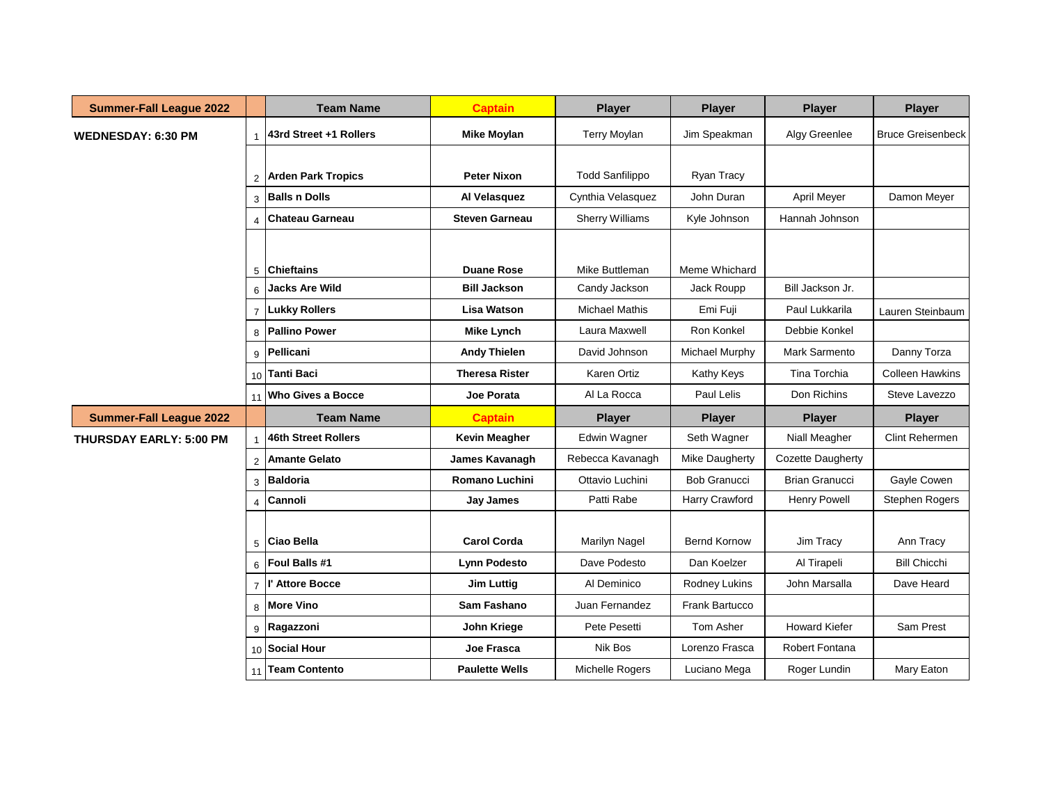| Summary-Fall League 2022 | | Team Name | Captain | Player | Player | Player | Player |
|---|---|---|---|---|---|---|---|
| **WEDNESDAY: 6:30 PM** | 1 | **43rd Street +1 Rollers** | **Mike Moylan** | Terry Moylan | Jim Speakman | Algy Greenlee | Bruce Greisenbeck |
| | 2 | **Arden Park Tropics** | **Peter Nixon** | Todd Sanfilippo | Ryan Tracy | | |
| | 3 | **Balls n Dolls** | **Al Velasquez** | Cynthia Velasquez | John Duran | April Meyer | Damon Meyer |
| | 4 | **Chateau Garneau** | **Steven Garneau** | Sherry Williams | Kyle Johnson | Hannah Johnson | |
| | 5 | **Chieftains** | **Duane Rose** | Mike Buttleman | Meme Whichard | | |
| | 6 | **Jacks Are Wild** | **Bill Jackson** | Candy Jackson | Jack Roupp | Bill Jackson Jr. | |
| | 7 | **Lukky Rollers** | **Lisa Watson** | Michael Mathis | Emi Fuji | Paul Lukkarila | Lauren Steinbaum |
| | 8 | **Pallino Power** | **Mike Lynch** | Laura Maxwell | Ron Konkel | Debbie Konkel | |
| | 9 | **Pellicani** | **Andy Thielen** | David Johnson | Michael Murphy | Mark Sarmento | Danny Torza |
| | 10 | **Tanti Baci** | **Theresa Rister** | Karen Ortiz | Kathy Keys | Tina Torchia | Colleen Hawkins |
| | 11 | **Who Gives a Bocce** | **Joe Porata** | Al La Rocca | Paul Lelis | Don Richins | Steve Lavezzo |

| Summer-Fall League 2022 | | Team Name | Captain | Player | Player | Player | Player |
|---|---|---|---|---|---|---|---|
| **THURSDAY EARLY: 5:00 PM** | 1 | **46th Street Rollers** | **Kevin Meagher** | Edwin Wagner | Seth Wagner | Niall Meagher | Clint Rehermen |
| | 2 | **Amante Gelato** | **James Kavanagh** | Rebecca Kavanagh | Mike Daugherty | Cozette Daugherty | |
| | 3 | **Baldoria** | **Romano Luchini** | Ottavio Luchini | Bob Granucci | Brian Granucci | Gayle Cowen |
| | 4 | **Cannoli** | **Jay James** | Patti Rabe | Harry Crawford | Henry Powell | Stephen Rogers |
| | 5 | **Ciao Bella** | **Carol Corda** | Marilyn Nagel | Bernd Kornow | Jim Tracy | Ann Tracy |
| | 6 | **Foul Balls #1** | **Lynn Podesto** | Dave Podesto | Dan Koelzer | Al Tirapeli | Bill Chicchi |
| | 7 | **I' Attore Bocce** | **Jim Luttig** | Al Deminico | Rodney Lukins | John Marsalla | Dave Heard |
| | 8 | **More Vino** | **Sam Fashano** | Juan Fernandez | Frank Bartucco | | |
| | 9 | **Ragazzoni** | **John Kriege** | Pete Pesetti | Tom Asher | Howard Kiefer | Sam Prest |
| | 10 | **Social Hour** | **Joe Frasca** | Nik Bos | Lorenzo Frasca | Robert Fontana | |
| | 11 | **Team Contento** | **Paulette Wells** | Michelle Rogers | Luciano Mega | Roger Lundin | Mary Eaton |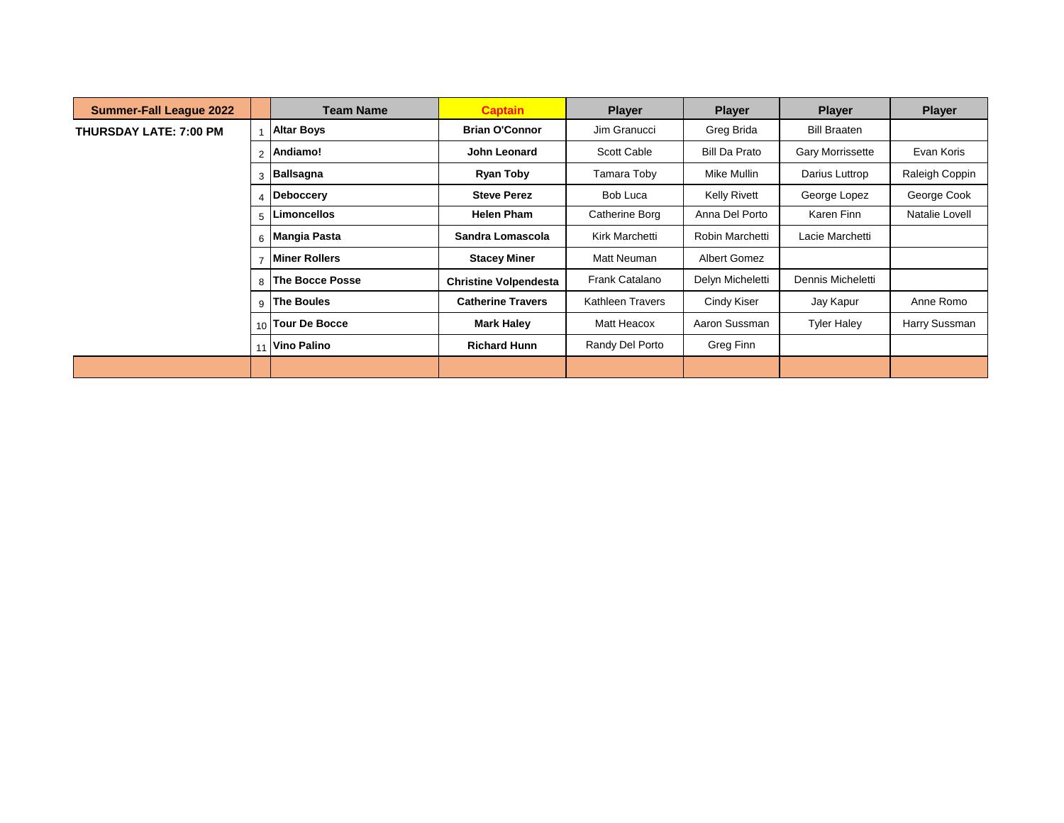| Summer-Fall League 2022 | | Team Name | Captain | Player | Player | Player | Player |
|---|---|---|---|---|---|---|---|
| **THURSDAY LATE: 7:00 PM** | 1 | **Altar Boys** | **Brian O'Connor** | Jim Granucci | Greg Brida | Bill Braaten | |
| | 2 | **Andiamo!** | **John Leonard** | Scott Cable | Bill Da Prato | Gary Morrissette | Evan Koris |
| | 3 | **Ballsagna** | **Ryan Toby** | Tamara Toby | Mike Mullin | Darius Luttrop | Raleigh Coppin |
| | 4 | **Deboccery** | **Steve Perez** | Bob Luca | Kelly Rivett | George Lopez | George Cook |
| | 5 | **Limoncellos** | **Helen Pham** | Catherine Borg | Anna Del Porto | Karen Finn | Natalie Lovell |
| | 6 | **Mangia Pasta** | **Sandra Lomascola** | Kirk Marchetti | Robin Marchetti | Lacie Marchetti | |
| | 7 | **Miner Rollers** | **Stacey Miner** | Matt Neuman | Albert Gomez | | |
| | 8 | **The Bocce Posse** | **Christine Volpendesta** | Frank Catalano | Delyn Micheletti | Dennis Micheletti | |
| | 9 | **The Boules** | **Catherine Travers** | Kathleen Travers | Cindy Kiser | Jay Kapur | Anne Romo |
| | 10 | **Tour De Bocce** | **Mark Haley** | Matt Heacox | Aaron Sussman | Tyler Haley | Harry Sussman |
| | 11 | **Vino Palino** | **Richard Hunn** | Randy Del Porto | Greg Finn | | |